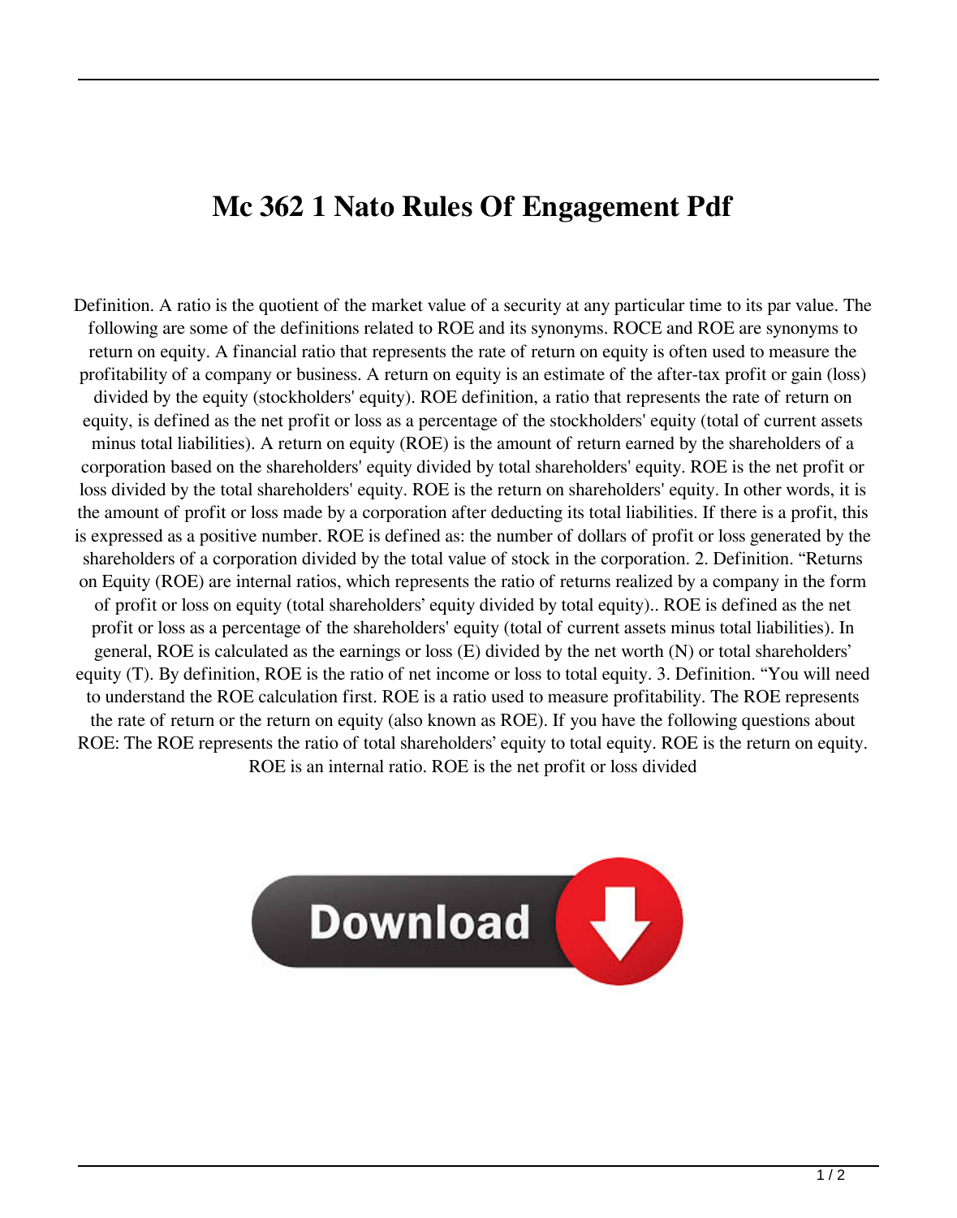# Mc 362 1 Nato Rules Of Engagement Pdf

Definition. A ratio is the quotient of the market value of a security at any particular time to its par value. The following are some of the definitions related to ROE and its synonyms. ROCE and ROE are synonyms to return on equity. A financial ratio that represents the rate of return on equity is often used to measure the profitability of a company or business. A return on equity is an estimate of the after-tax profit or gain (loss) divided by the equity (stockholders' equity). ROE definition, a ratio that represents the rate of return on equity, is defined as the net profit or loss as a percentage of the stockholders' equity (total of current assets minus total liabilities). A return on equity (ROE) is the amount of return earned by the shareholders of a corporation based on the shareholders' equity divided by total shareholders' equity. ROE is the net profit or loss divided by the total shareholders' equity. ROE is the return on shareholders' equity. In other words, it is the amount of profit or loss made by a corporation after deducting its total liabilities. If there is a profit, this is expressed as a positive number. ROE is defined as: the number of dollars of profit or loss generated by the shareholders of a corporation divided by the total value of stock in the corporation. 2. Definition. "Returns on Equity (ROE) are internal ratios, which represents the ratio of returns realized by a company in the form of profit or loss on equity (total shareholders' equity divided by total equity).. ROE is defined as the net profit or loss as a percentage of the shareholders' equity (total of current assets minus total liabilities). In general, ROE is calculated as the earnings or loss (E) divided by the net worth (N) or total shareholders' equity (T). By definition, ROE is the ratio of net income or loss to total equity. 3. Definition. "You will need to understand the ROE calculation first. ROE is a ratio used to measure profitability. The ROE represents the rate of return or the return on equity (also known as ROE). If you have the following questions about ROE: The ROE represents the ratio of total shareholders' equity to total equity. ROE is the return on equity. ROE is an internal ratio. ROE is the net profit or loss divided

Download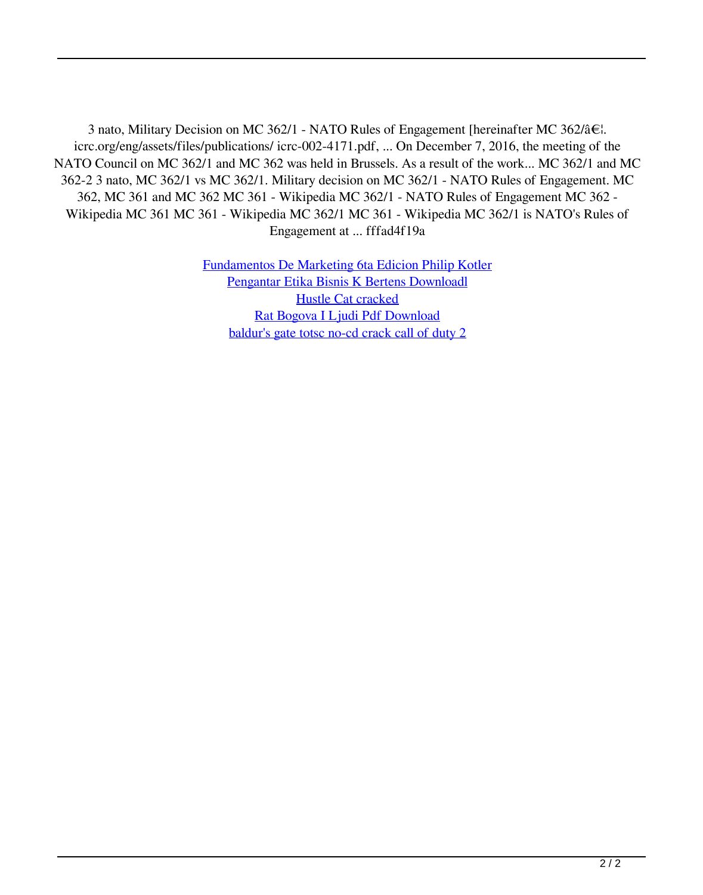3 nato, Military Decision on MC 362/1 - NATO Rules of Engagement [hereinafter MC 362/â€¦. icrc.org/eng/assets/files/publications/ icrc-002-4171.pdf, ... On December 7, 2016, the meeting of the NATO Council on MC 362/1 and MC 362 was held in Brussels. As a result of the work... MC 362/1 and MC 362-2 3 nato, MC 362/1 vs MC 362/1. Military decision on MC 362/1 - NATO Rules of Engagement. MC 362, MC 361 and MC 362 MC 361 - Wikipedia MC 362/1 - NATO Rules of Engagement MC 362 - Wikipedia MC 361 MC 361 - Wikipedia MC 362/1 MC 361 - Wikipedia MC 362/1 is NATO's Rules of Engagement at ... fffad4f19a

Fundamentos De Marketing 6ta Edicion Philip Kotler
Pengantar Etika Bisnis K Bertens Downloadl
Hustle Cat cracked
Rat Bogova I Ljudi Pdf Download
baldur's gate totsc no-cd crack call of duty 2